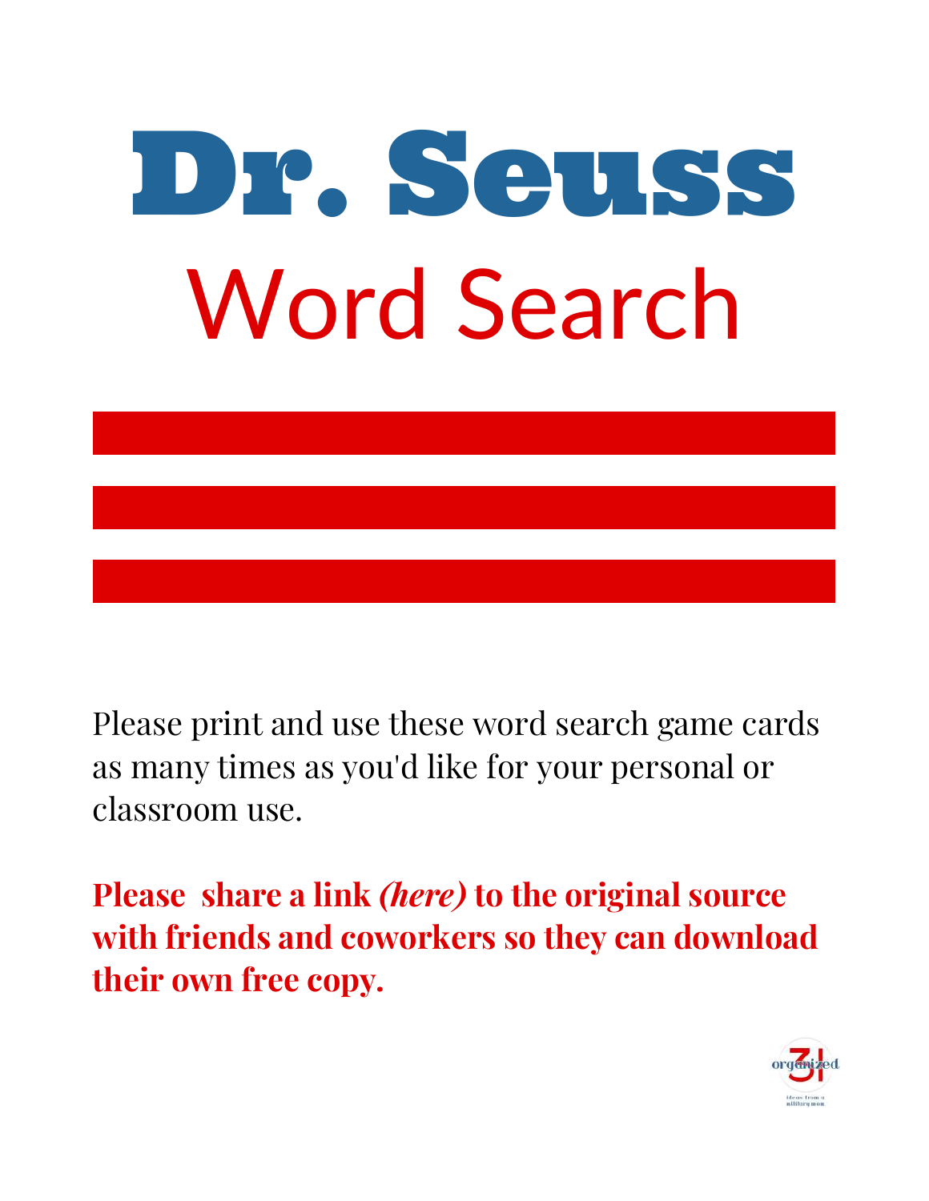# Dr. Seuss

## Word Search

Please print and use these word search game cards as many times as you'd like for your personal or classroom use.

**Please share a link *(here)* to the original source with friends and coworkers so they can download their own free copy.**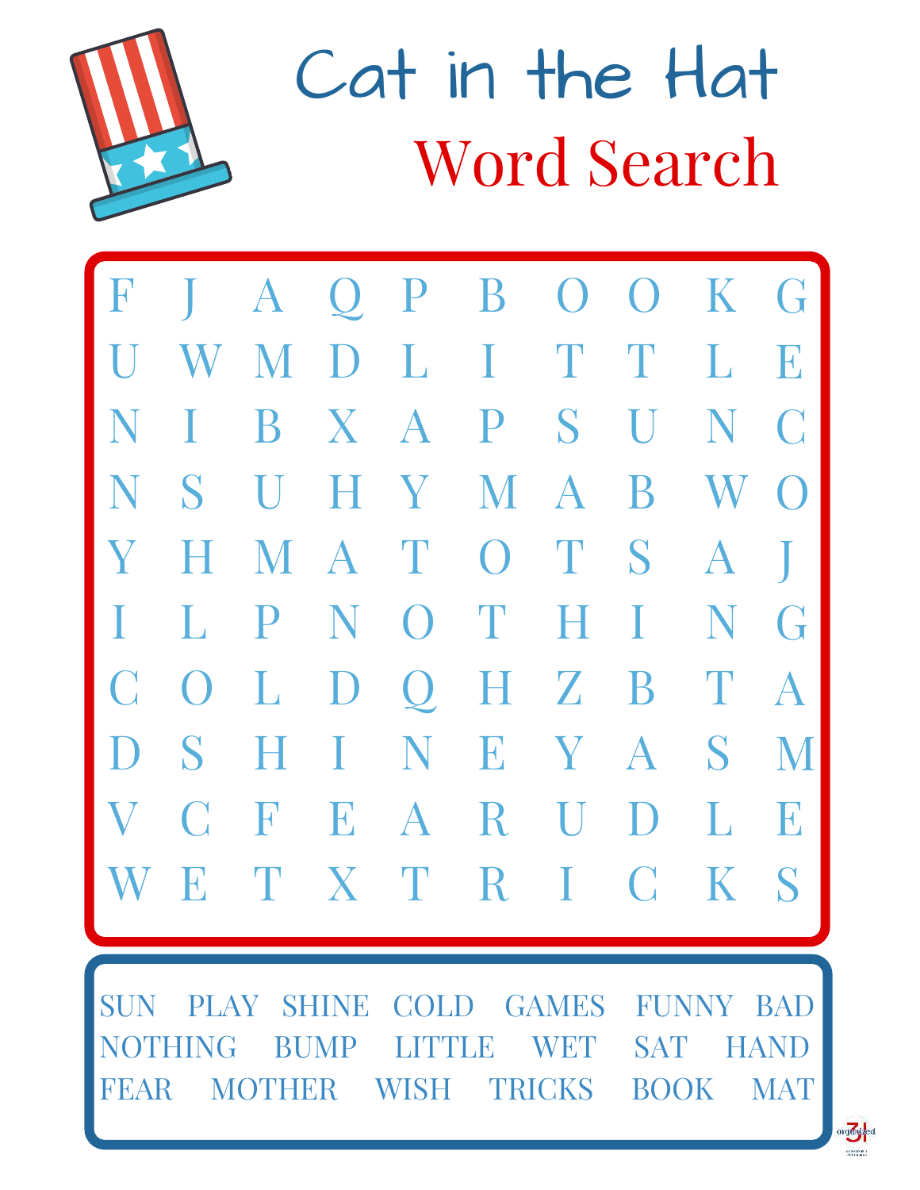# Cat in the Hat

## Word Search

| | | | | | | | | | |
|---|---|---|---|---|---|---|---|---|---|
| F | J | A | Q | P | B | O | O | K | G |
| U | W | M | D | L | I | T | T | L | E |
| N | I | B | X | A | P | S | U | N | C |
| N | S | U | H | Y | M | A | B | W | O |
| Y | H | M | A | T | O | T | S | A | J |
| I | L | P | N | O | T | H | I | N | G |
| C | O | L | D | Q | H | Z | B | T | A |
| D | S | H | I | N | E | Y | A | S | M |
| V | C | F | E | A | R | U | D | L | E |
| W | E | T | X | T | R | I | C | K | S |

SUN PLAY SHINE COLD GAMES FUNNY BAD
NOTHING BUMP LITTLE WET SAT HAND
FEAR MOTHER WISH TRICKS BOOK MAT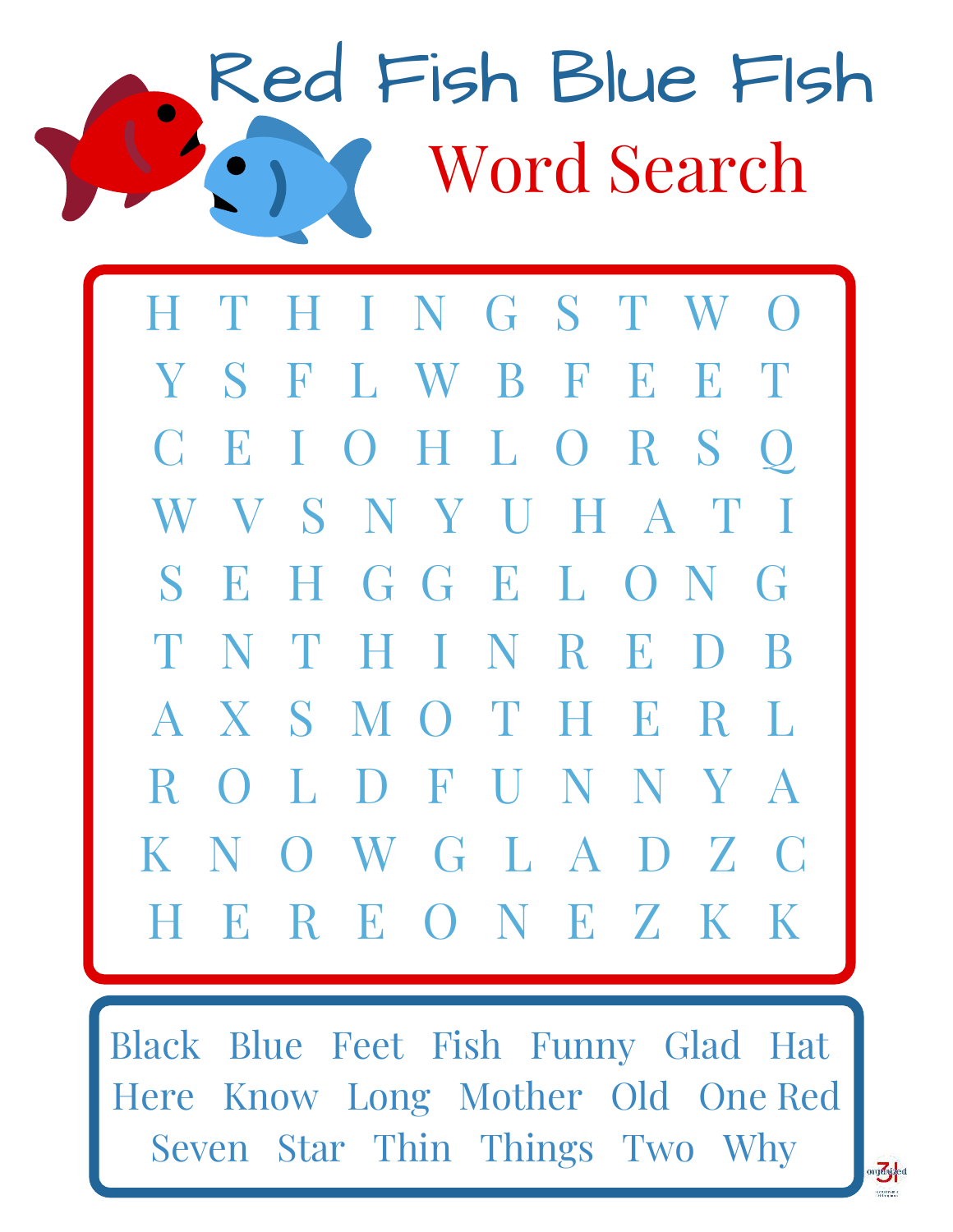# Red Fish Blue Fish

## Word Search

| | | | | | | | | | |
|---|---|---|---|---|---|---|---|---|---|
| H | T | H | I | N | G | S | T | W | O |
| Y | S | F | L | W | B | F | E | E | T |
| C | E | I | O | H | L | O | R | S | Q |
| W | V | S | N | Y | U | H | A | T | I |
| S | E | H | G | G | E | L | O | N | G |
| T | N | T | H | I | N | R | E | D | B |
| A | X | S | M | O | T | H | E | R | L |
| R | O | L | D | F | U | N | N | Y | A |
| K | N | O | W | G | L | A | D | Z | C |
| H | E | R | E | O | N | E | Z | K | K |

Black Blue Feet Fish Funny Glad Hat
Here Know Long Mother Old One Red
Seven Star Thin Things Two Why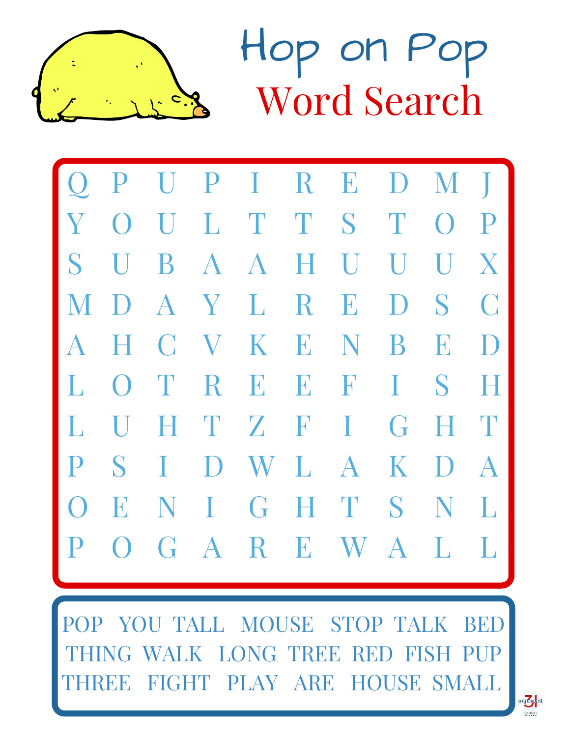# Hop on Pop

## Word Search

| | | | | | | | | | |
|---|---|---|---|---|---|---|---|---|---|
| Q | P | U | P | I | R | E | D | M | J |
| Y | O | U | L | T | T | S | T | O | P |
| S | U | B | A | A | H | U | U | U | X |
| M | D | A | Y | L | R | E | D | S | C |
| A | H | C | V | K | E | N | B | E | D |
| L | O | T | R | E | E | F | I | S | H |
| L | U | H | T | Z | F | I | G | H | T |
| P | S | I | D | W | L | A | K | D | A |
| O | E | N | I | G | H | T | S | N | L |
| P | O | G | A | R | E | W | A | L | L |

POP YOU TALL MOUSE STOP TALK BED
THING WALK LONG TREE RED FISH PUP
THREE FIGHT PLAY ARE HOUSE SMALL